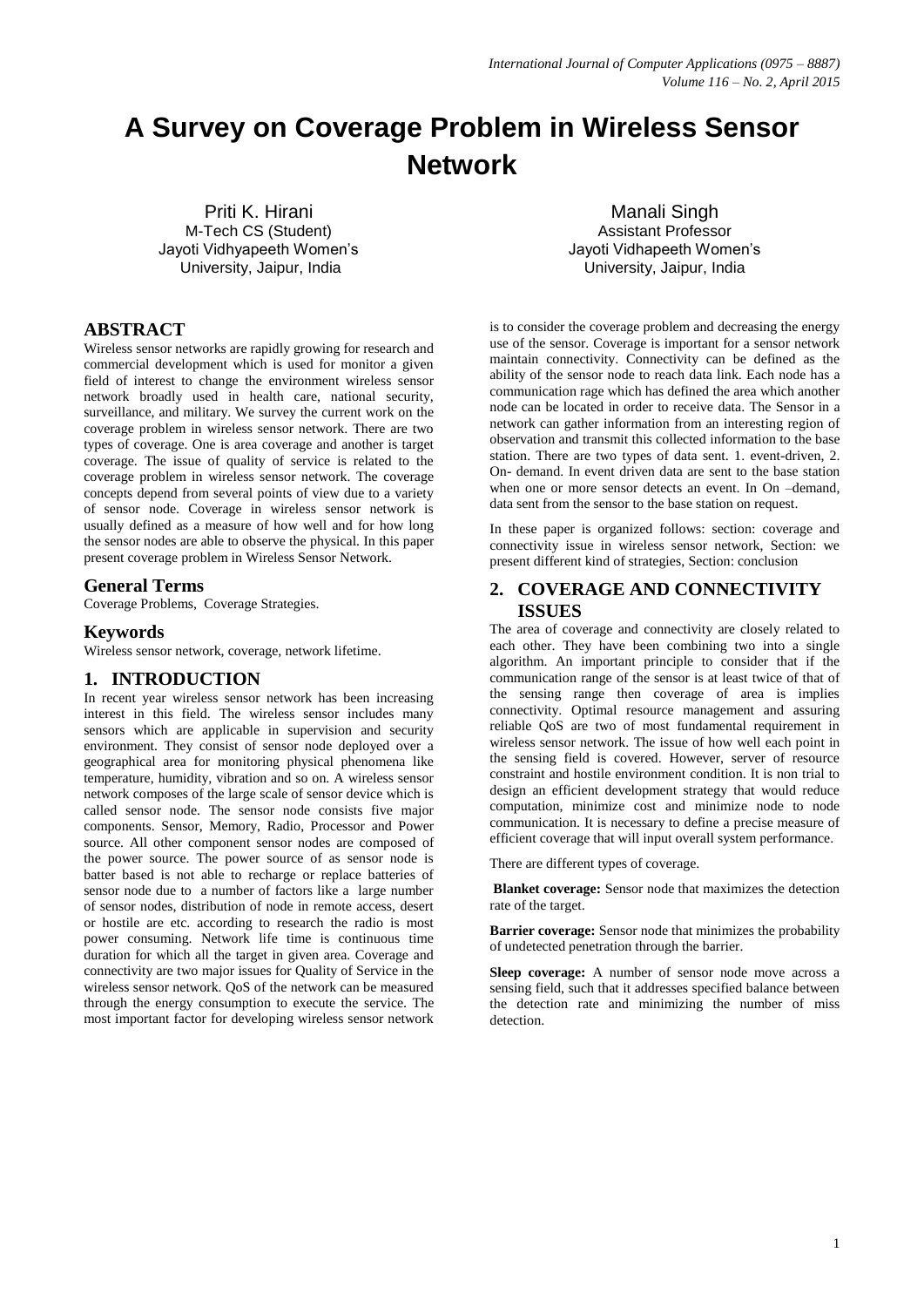# A Survey on Coverage Problem in Wireless Sensor Network

Priti K. Hirani
M-Tech CS (Student)
Jayoti Vidhyapeeth Women's University, Jaipur, India

Manali Singh
Assistant Professor
Jayoti Vidhapeeth Women's University, Jaipur, India

## ABSTRACT

Wireless sensor networks are rapidly growing for research and commercial development which is used for monitor a given field of interest to change the environment wireless sensor network broadly used in health care, national security, surveillance, and military. We survey the current work on the coverage problem in wireless sensor network. There are two types of coverage. One is area coverage and another is target coverage. The issue of quality of service is related to the coverage problem in wireless sensor network. The coverage concepts depend from several points of view due to a variety of sensor node. Coverage in wireless sensor network is usually defined as a measure of how well and for how long the sensor nodes are able to observe the physical. In this paper present coverage problem in Wireless Sensor Network.

## General Terms

Coverage Problems, Coverage Strategies.

## Keywords

Wireless sensor network, coverage, network lifetime.

## 1. INTRODUCTION

In recent year wireless sensor network has been increasing interest in this field. The wireless sensor includes many sensors which are applicable in supervision and security environment. They consist of sensor node deployed over a geographical area for monitoring physical phenomena like temperature, humidity, vibration and so on. A wireless sensor network composes of the large scale of sensor device which is called sensor node. The sensor node consists five major components. Sensor, Memory, Radio, Processor and Power source. All other component sensor nodes are composed of the power source. The power source of as sensor node is batter based is not able to recharge or replace batteries of sensor node due to a number of factors like a large number of sensor nodes, distribution of node in remote access, desert or hostile are etc. according to research the radio is most power consuming. Network life time is continuous time duration for which all the target in given area. Coverage and connectivity are two major issues for Quality of Service in the wireless sensor network. QoS of the network can be measured through the energy consumption to execute the service. The most important factor for developing wireless sensor network is to consider the coverage problem and decreasing the energy use of the sensor. Coverage is important for a sensor network maintain connectivity. Connectivity can be defined as the ability of the sensor node to reach data link. Each node has a communication rage which has defined the area which another node can be located in order to receive data. The Sensor in a network can gather information from an interesting region of observation and transmit this collected information to the base station. There are two types of data sent. 1. event-driven, 2. On- demand. In event driven data are sent to the base station when one or more sensor detects an event. In On –demand, data sent from the sensor to the base station on request.

In these paper is organized follows: section: coverage and connectivity issue in wireless sensor network, Section: we present different kind of strategies, Section: conclusion

## 2. COVERAGE AND CONNECTIVITY ISSUES

The area of coverage and connectivity are closely related to each other. They have been combining two into a single algorithm. An important principle to consider that if the communication range of the sensor is at least twice of that of the sensing range then coverage of area is implies connectivity. Optimal resource management and assuring reliable QoS are two of most fundamental requirement in wireless sensor network. The issue of how well each point in the sensing field is covered. However, server of resource constraint and hostile environment condition. It is non trial to design an efficient development strategy that would reduce computation, minimize cost and minimize node to node communication. It is necessary to define a precise measure of efficient coverage that will input overall system performance.

There are different types of coverage.

**Blanket coverage:** Sensor node that maximizes the detection rate of the target.

**Barrier coverage:** Sensor node that minimizes the probability of undetected penetration through the barrier.

**Sleep coverage:** A number of sensor node move across a sensing field, such that it addresses specified balance between the detection rate and minimizing the number of miss detection.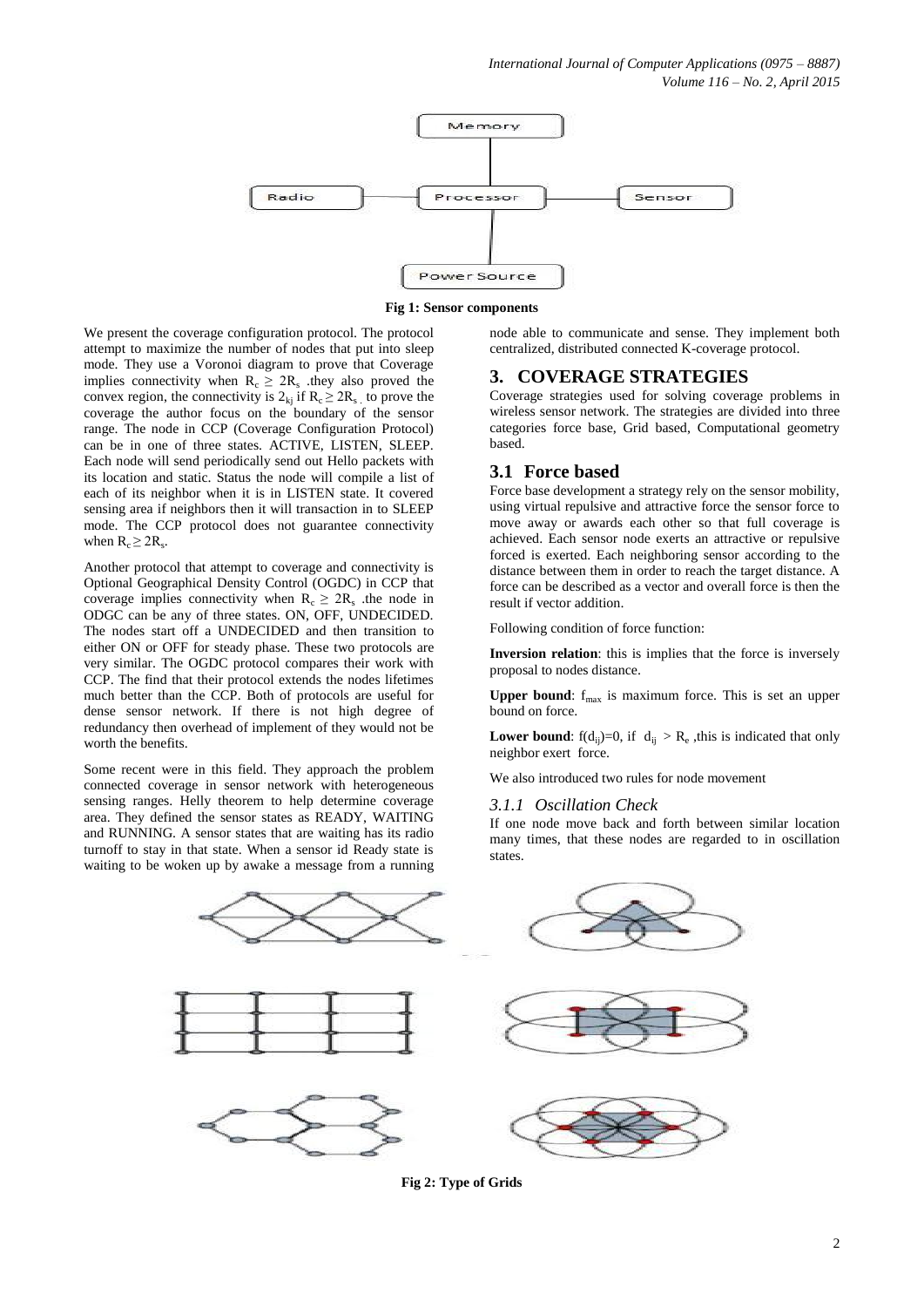Fig 1: Sensor components

We present the coverage configuration protocol. The protocol attempt to maximize the number of nodes that put into sleep mode. They use a Voronoi diagram to prove that Coverage implies connectivity when $R_c \geq 2R_s$ .they also proved the convex region, the connectivity is $2_{kj}$ if $R_c \geq 2R_s$ , to prove the coverage the author focus on the boundary of the sensor range. The node in CCP (Coverage Configuration Protocol) can be in one of three states. ACTIVE, LISTEN, SLEEP. Each node will send periodically send out Hello packets with its location and static. Status the node will compile a list of each of its neighbor when it is in LISTEN state. It covered sensing area if neighbors then it will transaction in to SLEEP mode. The CCP protocol does not guarantee connectivity when $R_c \geq 2R_s$.

Another protocol that attempt to coverage and connectivity is Optional Geographical Density Control (OGDC) in CCP that coverage implies connectivity when $R_c \geq 2R_s$ .the node in ODGC can be any of three states. ON, OFF, UNDECIDED. The nodes start off a UNDECIDED and then transition to either ON or OFF for steady phase. These two protocols are very similar. The OGDC protocol compares their work with CCP. The find that their protocol extends the nodes lifetimes much better than the CCP. Both of protocols are useful for dense sensor network. If there is not high degree of redundancy then overhead of implement of they would not be worth the benefits.

Some recent were in this field. They approach the problem connected coverage in sensor network with heterogeneous sensing ranges. Helly theorem to help determine coverage area. They defined the sensor states as READY, WAITING and RUNNING. A sensor states that are waiting has its radio turnoff to stay in that state. When a sensor id Ready state is waiting to be woken up by awake a message from a running node able to communicate and sense. They implement both centralized, distributed connected K-coverage protocol.

## 3. COVERAGE STRATEGIES

Coverage strategies used for solving coverage problems in wireless sensor network. The strategies are divided into three categories force base, Grid based, Computational geometry based.

### 3.1 Force based

Force base development a strategy rely on the sensor mobility, using virtual repulsive and attractive force the sensor force to move away or awards each other so that full coverage is achieved. Each sensor node exerts an attractive or repulsive forced is exerted. Each neighboring sensor according to the distance between them in order to reach the target distance. A force can be described as a vector and overall force is then the result if vector addition.

Following condition of force function:

**Inversion relation**: this is implies that the force is inversely proposal to nodes distance.

**Upper bound**: $f_{max}$ is maximum force. This is set an upper bound on force.

**Lower bound**: $f(d_{ij})=0$, if $d_{ij} > R_e$ ,this is indicated that only neighbor exert force.

We also introduced two rules for node movement

#### *3.1.1 Oscillation Check*

If one node move back and forth between similar location many times, that these nodes are regarded to in oscillation states.

Fig 2: Type of Grids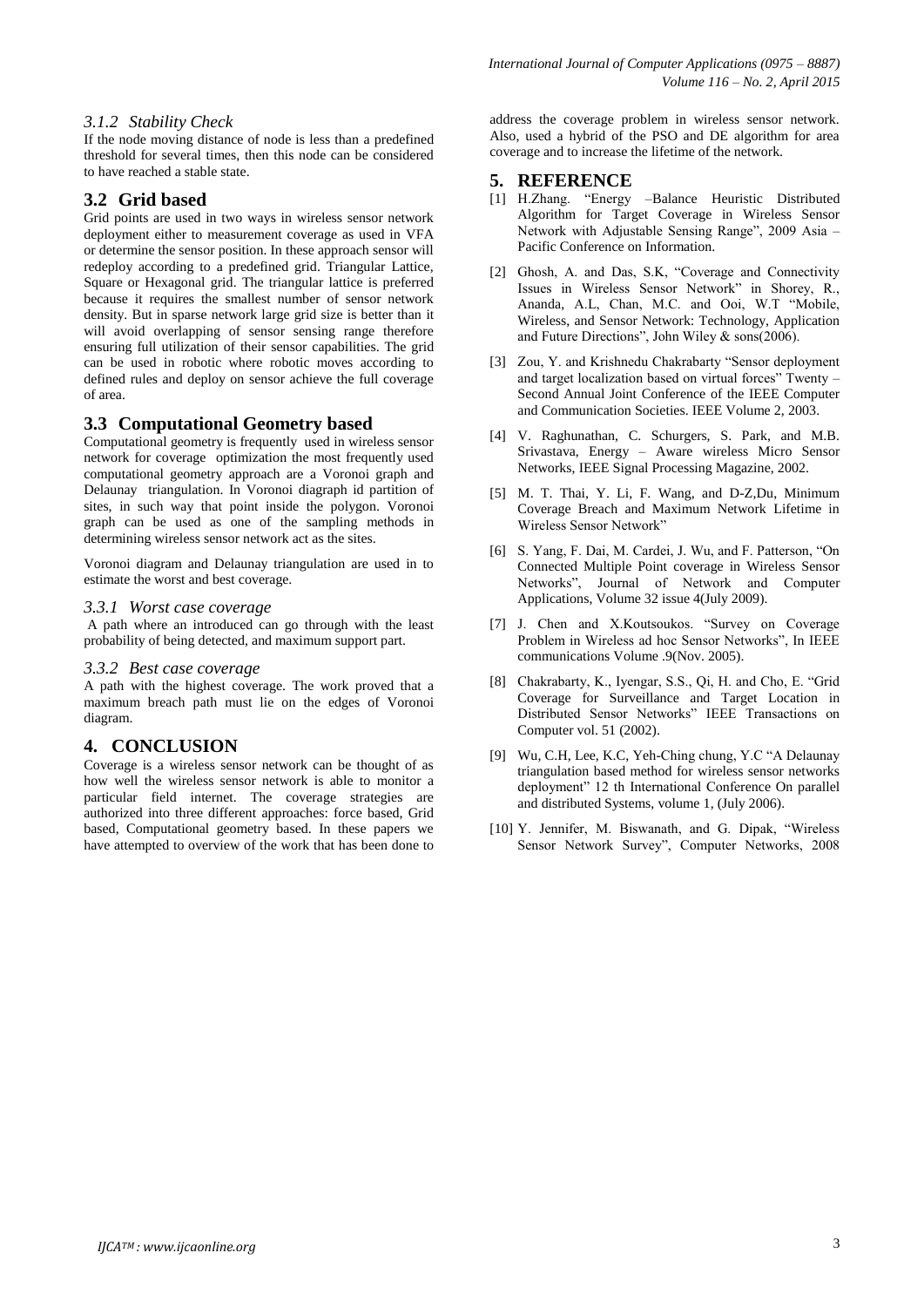### 3.1.2 Stability Check

If the node moving distance of node is less than a predefined threshold for several times, then this node can be considered to have reached a stable state.

## 3.2 Grid based

Grid points are used in two ways in wireless sensor network deployment either to measurement coverage as used in VFA or determine the sensor position. In these approach sensor will redeploy according to a predefined grid. Triangular Lattice, Square or Hexagonal grid. The triangular lattice is preferred because it requires the smallest number of sensor network density. But in sparse network large grid size is better than it will avoid overlapping of sensor sensing range therefore ensuring full utilization of their sensor capabilities. The grid can be used in robotic where robotic moves according to defined rules and deploy on sensor achieve the full coverage of area.

## 3.3 Computational Geometry based

Computational geometry is frequently used in wireless sensor network for coverage optimization the most frequently used computational geometry approach are a Voronoi graph and Delaunay triangulation. In Voronoi diagraph id partition of sites, in such way that point inside the polygon. Voronoi graph can be used as one of the sampling methods in determining wireless sensor network act as the sites.

Voronoi diagram and Delaunay triangulation are used in to estimate the worst and best coverage.

### 3.3.1 Worst case coverage

A path where an introduced can go through with the least probability of being detected, and maximum support part.

### 3.3.2 Best case coverage

A path with the highest coverage. The work proved that a maximum breach path must lie on the edges of Voronoi diagram.

# 4. CONCLUSION

Coverage is a wireless sensor network can be thought of as how well the wireless sensor network is able to monitor a particular field internet. The coverage strategies are authorized into three different approaches: force based, Grid based, Computational geometry based. In these papers we have attempted to overview of the work that has been done to address the coverage problem in wireless sensor network. Also, used a hybrid of the PSO and DE algorithm for area coverage and to increase the lifetime of the network.

# 5. REFERENCE

[1] H.Zhang. "Energy –Balance Heuristic Distributed Algorithm for Target Coverage in Wireless Sensor Network with Adjustable Sensing Range", 2009 Asia – Pacific Conference on Information.

[2] Ghosh, A. and Das, S.K, "Coverage and Connectivity Issues in Wireless Sensor Network" in Shorey, R., Ananda, A.L, Chan, M.C. and Ooi, W.T "Mobile, Wireless, and Sensor Network: Technology, Application and Future Directions", John Wiley & sons(2006).

[3] Zou, Y. and Krishnedu Chakrabarty "Sensor deployment and target localization based on virtual forces" Twenty – Second Annual Joint Conference of the IEEE Computer and Communication Societies. IEEE Volume 2, 2003.

[4] V. Raghunathan, C. Schurgers, S. Park, and M.B. Srivastava, Energy – Aware wireless Micro Sensor Networks, IEEE Signal Processing Magazine, 2002.

[5] M. T. Thai, Y. Li, F. Wang, and D-Z,Du, Minimum Coverage Breach and Maximum Network Lifetime in Wireless Sensor Network"

[6] S. Yang, F. Dai, M. Cardei, J. Wu, and F. Patterson, "On Connected Multiple Point coverage in Wireless Sensor Networks", Journal of Network and Computer Applications, Volume 32 issue 4(July 2009).

[7] J. Chen and X.Koutsoukos. "Survey on Coverage Problem in Wireless ad hoc Sensor Networks", In IEEE communications Volume .9(Nov. 2005).

[8] Chakrabarty, K., Iyengar, S.S., Qi, H. and Cho, E. "Grid Coverage for Surveillance and Target Location in Distributed Sensor Networks" IEEE Transactions on Computer vol. 51 (2002).

[9] Wu, C.H, Lee, K.C, Yeh-Ching chung, Y.C "A Delaunay triangulation based method for wireless sensor networks deployment" 12 th International Conference On parallel and distributed Systems, volume 1, (July 2006).

[10] Y. Jennifer, M. Biswanath, and G. Dipak, "Wireless Sensor Network Survey", Computer Networks, 2008